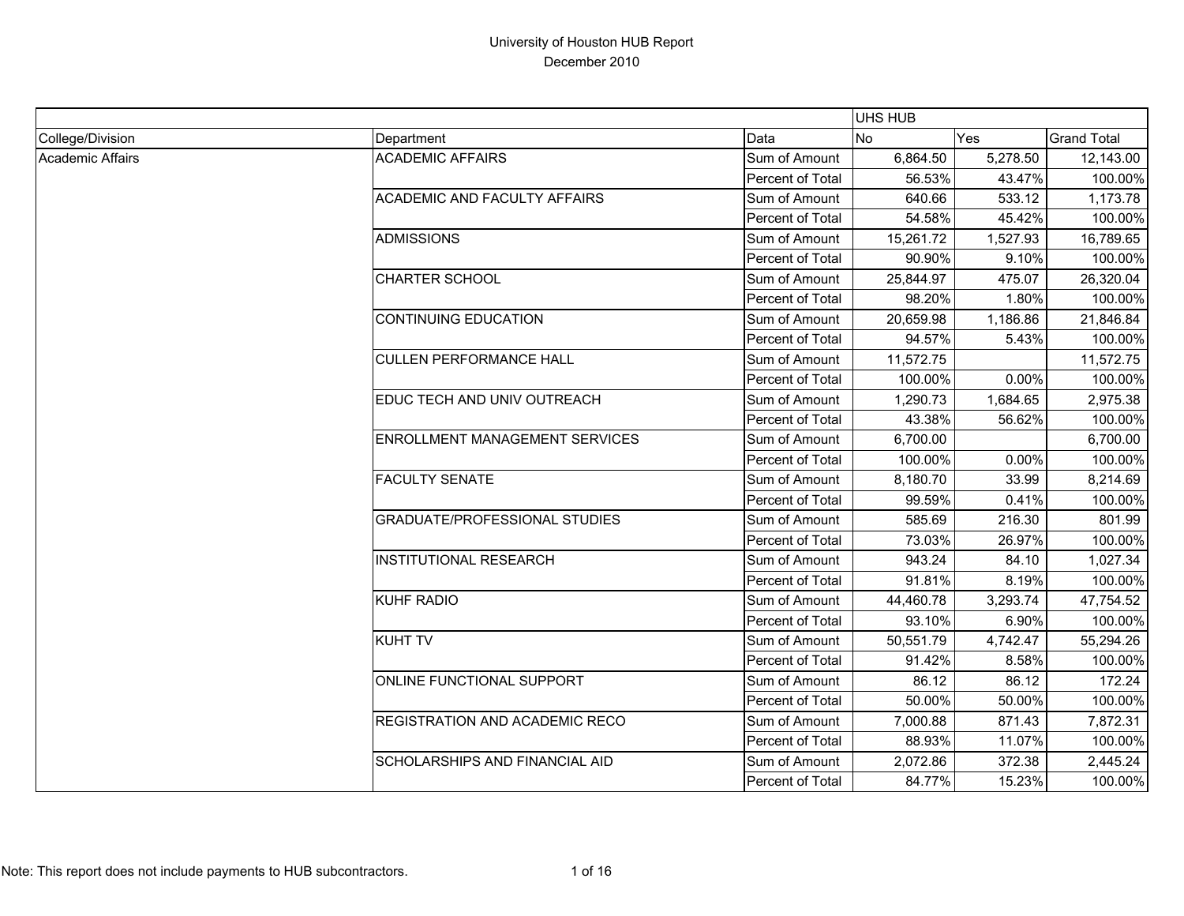# University of Houston HUB Report

## December 2010

| | | | UHS HUB | | |
|---|---|---|---|---|---|
| College/Division | Department | Data | No | Yes | Grand Total |
| Academic Affairs | ACADEMIC AFFAIRS | Sum of Amount | 6,864.50 | 5,278.50 | 12,143.00 |
| | | Percent of Total | 56.53% | 43.47% | 100.00% |
| | ACADEMIC AND FACULTY AFFAIRS | Sum of Amount | 640.66 | 533.12 | 1,173.78 |
| | | Percent of Total | 54.58% | 45.42% | 100.00% |
| | ADMISSIONS | Sum of Amount | 15,261.72 | 1,527.93 | 16,789.65 |
| | | Percent of Total | 90.90% | 9.10% | 100.00% |
| | CHARTER SCHOOL | Sum of Amount | 25,844.97 | 475.07 | 26,320.04 |
| | | Percent of Total | 98.20% | 1.80% | 100.00% |
| | CONTINUING EDUCATION | Sum of Amount | 20,659.98 | 1,186.86 | 21,846.84 |
| | | Percent of Total | 94.57% | 5.43% | 100.00% |
| | CULLEN PERFORMANCE HALL | Sum of Amount | 11,572.75 | | 11,572.75 |
| | | Percent of Total | 100.00% | 0.00% | 100.00% |
| | EDUC TECH AND UNIV OUTREACH | Sum of Amount | 1,290.73 | 1,684.65 | 2,975.38 |
| | | Percent of Total | 43.38% | 56.62% | 100.00% |
| | ENROLLMENT MANAGEMENT SERVICES | Sum of Amount | 6,700.00 | | 6,700.00 |
| | | Percent of Total | 100.00% | 0.00% | 100.00% |
| | FACULTY SENATE | Sum of Amount | 8,180.70 | 33.99 | 8,214.69 |
| | | Percent of Total | 99.59% | 0.41% | 100.00% |
| | GRADUATE/PROFESSIONAL STUDIES | Sum of Amount | 585.69 | 216.30 | 801.99 |
| | | Percent of Total | 73.03% | 26.97% | 100.00% |
| | INSTITUTIONAL RESEARCH | Sum of Amount | 943.24 | 84.10 | 1,027.34 |
| | | Percent of Total | 91.81% | 8.19% | 100.00% |
| | KUHF RADIO | Sum of Amount | 44,460.78 | 3,293.74 | 47,754.52 |
| | | Percent of Total | 93.10% | 6.90% | 100.00% |
| | KUHT TV | Sum of Amount | 50,551.79 | 4,742.47 | 55,294.26 |
| | | Percent of Total | 91.42% | 8.58% | 100.00% |
| | ONLINE FUNCTIONAL SUPPORT | Sum of Amount | 86.12 | 86.12 | 172.24 |
| | | Percent of Total | 50.00% | 50.00% | 100.00% |
| | REGISTRATION AND ACADEMIC RECO | Sum of Amount | 7,000.88 | 871.43 | 7,872.31 |
| | | Percent of Total | 88.93% | 11.07% | 100.00% |
| | SCHOLARSHIPS AND FINANCIAL AID | Sum of Amount | 2,072.86 | 372.38 | 2,445.24 |
| | | Percent of Total | 84.77% | 15.23% | 100.00% |

Note: This report does not include payments to HUB subcontractors.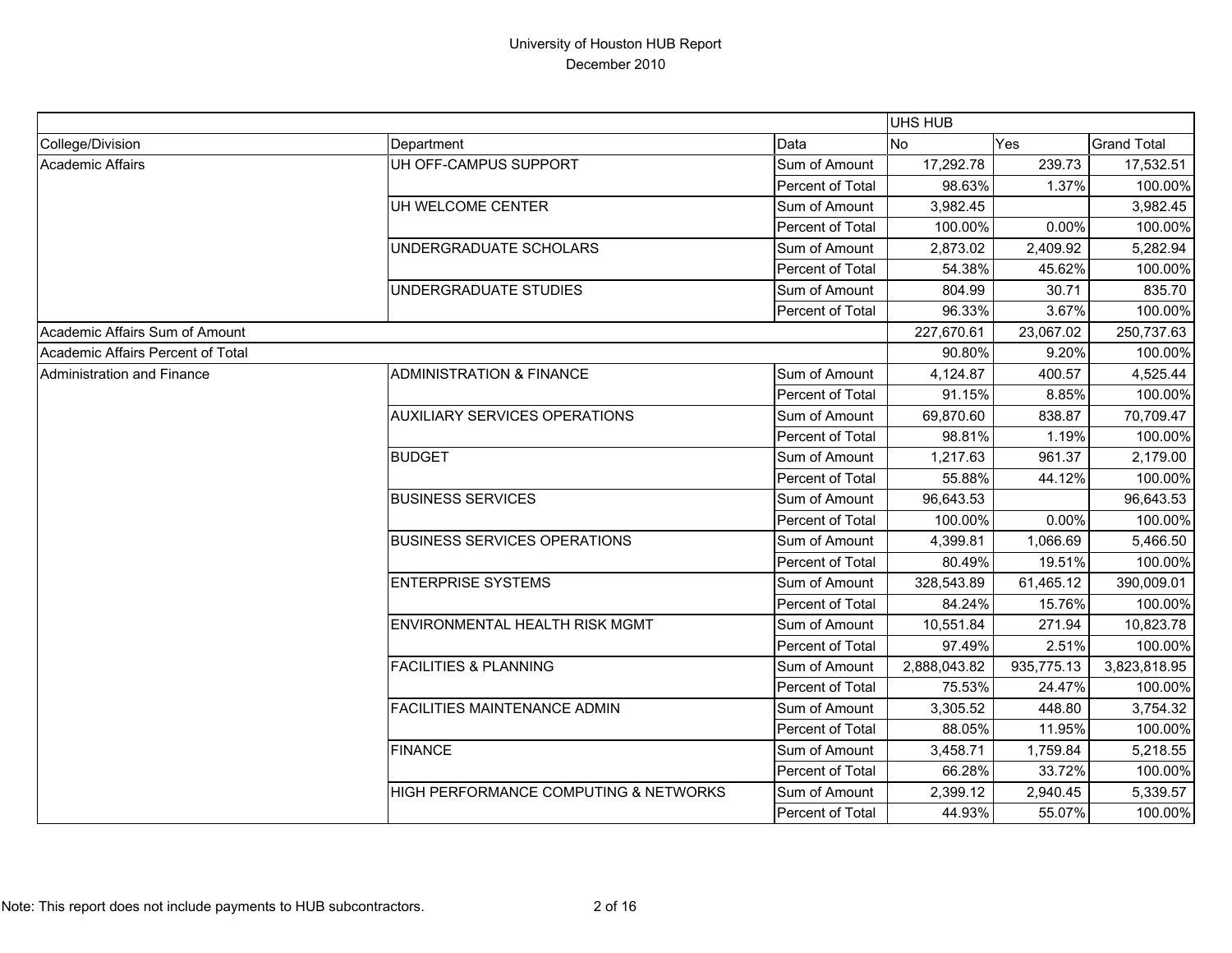# University of Houston HUB Report

December 2010

| | | | UHS HUB | | |
|---|---|---|---|---|---|
| College/Division | Department | Data | No | Yes | Grand Total |
| Academic Affairs | UH OFF-CAMPUS SUPPORT | Sum of Amount | 17,292.78 | 239.73 | 17,532.51 |
| | | Percent of Total | 98.63% | 1.37% | 100.00% |
| | UH WELCOME CENTER | Sum of Amount | 3,982.45 | | 3,982.45 |
| | | Percent of Total | 100.00% | 0.00% | 100.00% |
| | UNDERGRADUATE SCHOLARS | Sum of Amount | 2,873.02 | 2,409.92 | 5,282.94 |
| | | Percent of Total | 54.38% | 45.62% | 100.00% |
| | UNDERGRADUATE STUDIES | Sum of Amount | 804.99 | 30.71 | 835.70 |
| | | Percent of Total | 96.33% | 3.67% | 100.00% |
| Academic Affairs Sum of Amount | | | 227,670.61 | 23,067.02 | 250,737.63 |
| Academic Affairs Percent of Total | | | 90.80% | 9.20% | 100.00% |
| Administration and Finance | ADMINISTRATION & FINANCE | Sum of Amount | 4,124.87 | 400.57 | 4,525.44 |
| | | Percent of Total | 91.15% | 8.85% | 100.00% |
| | AUXILIARY SERVICES OPERATIONS | Sum of Amount | 69,870.60 | 838.87 | 70,709.47 |
| | | Percent of Total | 98.81% | 1.19% | 100.00% |
| | BUDGET | Sum of Amount | 1,217.63 | 961.37 | 2,179.00 |
| | | Percent of Total | 55.88% | 44.12% | 100.00% |
| | BUSINESS SERVICES | Sum of Amount | 96,643.53 | | 96,643.53 |
| | | Percent of Total | 100.00% | 0.00% | 100.00% |
| | BUSINESS SERVICES OPERATIONS | Sum of Amount | 4,399.81 | 1,066.69 | 5,466.50 |
| | | Percent of Total | 80.49% | 19.51% | 100.00% |
| | ENTERPRISE SYSTEMS | Sum of Amount | 328,543.89 | 61,465.12 | 390,009.01 |
| | | Percent of Total | 84.24% | 15.76% | 100.00% |
| | ENVIRONMENTAL HEALTH RISK MGMT | Sum of Amount | 10,551.84 | 271.94 | 10,823.78 |
| | | Percent of Total | 97.49% | 2.51% | 100.00% |
| | FACILITIES & PLANNING | Sum of Amount | 2,888,043.82 | 935,775.13 | 3,823,818.95 |
| | | Percent of Total | 75.53% | 24.47% | 100.00% |
| | FACILITIES MAINTENANCE ADMIN | Sum of Amount | 3,305.52 | 448.80 | 3,754.32 |
| | | Percent of Total | 88.05% | 11.95% | 100.00% |
| | FINANCE | Sum of Amount | 3,458.71 | 1,759.84 | 5,218.55 |
| | | Percent of Total | 66.28% | 33.72% | 100.00% |
| | HIGH PERFORMANCE COMPUTING & NETWORKS | Sum of Amount | 2,399.12 | 2,940.45 | 5,339.57 |
| | | Percent of Total | 44.93% | 55.07% | 100.00% |

Note: This report does not include payments to HUB subcontractors.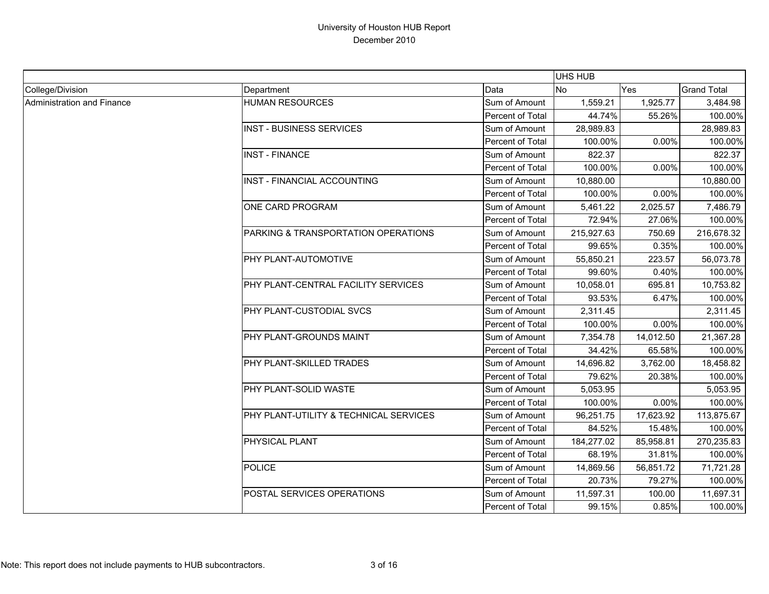# University of Houston HUB Report

December 2010

| | | | UHS HUB | | |
|---|---|---|---|---|---|
| College/Division | Department | Data | No | Yes | Grand Total |
| Administration and Finance | HUMAN RESOURCES | Sum of Amount | 1,559.21 | 1,925.77 | 3,484.98 |
| | | Percent of Total | 44.74% | 55.26% | 100.00% |
| | INST - BUSINESS SERVICES | Sum of Amount | 28,989.83 | | 28,989.83 |
| | | Percent of Total | 100.00% | 0.00% | 100.00% |
| | INST - FINANCE | Sum of Amount | 822.37 | | 822.37 |
| | | Percent of Total | 100.00% | 0.00% | 100.00% |
| | INST - FINANCIAL ACCOUNTING | Sum of Amount | 10,880.00 | | 10,880.00 |
| | | Percent of Total | 100.00% | 0.00% | 100.00% |
| | ONE CARD PROGRAM | Sum of Amount | 5,461.22 | 2,025.57 | 7,486.79 |
| | | Percent of Total | 72.94% | 27.06% | 100.00% |
| | PARKING & TRANSPORTATION OPERATIONS | Sum of Amount | 215,927.63 | 750.69 | 216,678.32 |
| | | Percent of Total | 99.65% | 0.35% | 100.00% |
| | PHY PLANT-AUTOMOTIVE | Sum of Amount | 55,850.21 | 223.57 | 56,073.78 |
| | | Percent of Total | 99.60% | 0.40% | 100.00% |
| | PHY PLANT-CENTRAL FACILITY SERVICES | Sum of Amount | 10,058.01 | 695.81 | 10,753.82 |
| | | Percent of Total | 93.53% | 6.47% | 100.00% |
| | PHY PLANT-CUSTODIAL SVCS | Sum of Amount | 2,311.45 | | 2,311.45 |
| | | Percent of Total | 100.00% | 0.00% | 100.00% |
| | PHY PLANT-GROUNDS MAINT | Sum of Amount | 7,354.78 | 14,012.50 | 21,367.28 |
| | | Percent of Total | 34.42% | 65.58% | 100.00% |
| | PHY PLANT-SKILLED TRADES | Sum of Amount | 14,696.82 | 3,762.00 | 18,458.82 |
| | | Percent of Total | 79.62% | 20.38% | 100.00% |
| | PHY PLANT-SOLID WASTE | Sum of Amount | 5,053.95 | | 5,053.95 |
| | | Percent of Total | 100.00% | 0.00% | 100.00% |
| | PHY PLANT-UTILITY & TECHNICAL SERVICES | Sum of Amount | 96,251.75 | 17,623.92 | 113,875.67 |
| | | Percent of Total | 84.52% | 15.48% | 100.00% |
| | PHYSICAL PLANT | Sum of Amount | 184,277.02 | 85,958.81 | 270,235.83 |
| | | Percent of Total | 68.19% | 31.81% | 100.00% |
| | POLICE | Sum of Amount | 14,869.56 | 56,851.72 | 71,721.28 |
| | | Percent of Total | 20.73% | 79.27% | 100.00% |
| | POSTAL SERVICES OPERATIONS | Sum of Amount | 11,597.31 | 100.00 | 11,697.31 |
| | | Percent of Total | 99.15% | 0.85% | 100.00% |

Note: This report does not include payments to HUB subcontractors.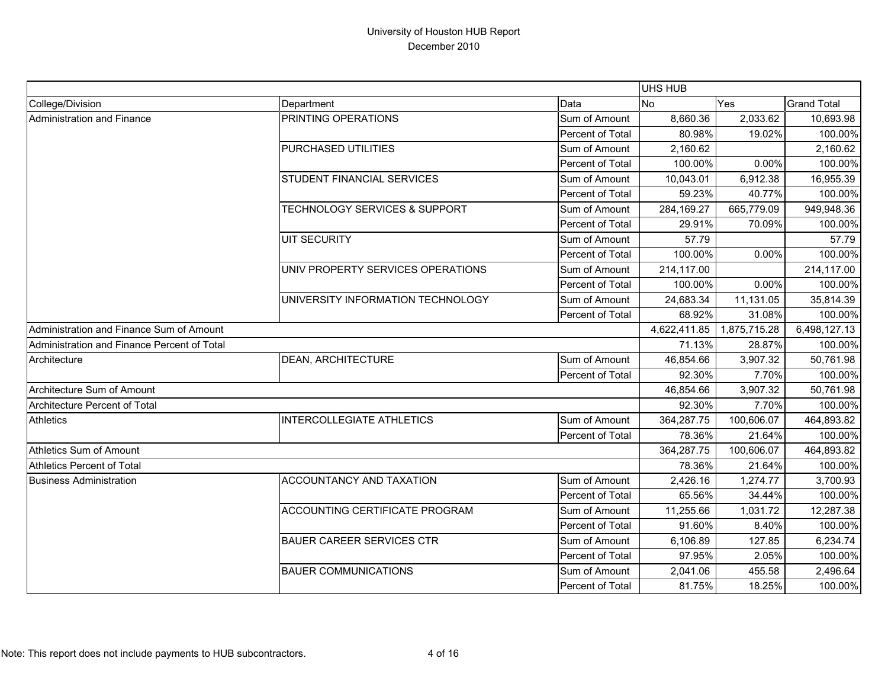# University of Houston HUB Report
December 2010

| | | | UHS HUB | | |
|---|---|---|---|---|---|
| College/Division | Department | Data | No | Yes | Grand Total |
| Administration and Finance | PRINTING OPERATIONS | Sum of Amount | 8,660.36 | 2,033.62 | 10,693.98 |
| | | Percent of Total | 80.98% | 19.02% | 100.00% |
| | PURCHASED UTILITIES | Sum of Amount | 2,160.62 | | 2,160.62 |
| | | Percent of Total | 100.00% | 0.00% | 100.00% |
| | STUDENT FINANCIAL SERVICES | Sum of Amount | 10,043.01 | 6,912.38 | 16,955.39 |
| | | Percent of Total | 59.23% | 40.77% | 100.00% |
| | TECHNOLOGY SERVICES & SUPPORT | Sum of Amount | 284,169.27 | 665,779.09 | 949,948.36 |
| | | Percent of Total | 29.91% | 70.09% | 100.00% |
| | UIT SECURITY | Sum of Amount | 57.79 | | 57.79 |
| | | Percent of Total | 100.00% | 0.00% | 100.00% |
| | UNIV PROPERTY SERVICES OPERATIONS | Sum of Amount | 214,117.00 | | 214,117.00 |
| | | Percent of Total | 100.00% | 0.00% | 100.00% |
| | UNIVERSITY INFORMATION TECHNOLOGY | Sum of Amount | 24,683.34 | 11,131.05 | 35,814.39 |
| | | Percent of Total | 68.92% | 31.08% | 100.00% |
| Administration and Finance Sum of Amount | | | 4,622,411.85 | 1,875,715.28 | 6,498,127.13 |
| Administration and Finance Percent of Total | | | 71.13% | 28.87% | 100.00% |
| Architecture | DEAN, ARCHITECTURE | Sum of Amount | 46,854.66 | 3,907.32 | 50,761.98 |
| | | Percent of Total | 92.30% | 7.70% | 100.00% |
| Architecture Sum of Amount | | | 46,854.66 | 3,907.32 | 50,761.98 |
| Architecture Percent of Total | | | 92.30% | 7.70% | 100.00% |
| Athletics | INTERCOLLEGIATE ATHLETICS | Sum of Amount | 364,287.75 | 100,606.07 | 464,893.82 |
| | | Percent of Total | 78.36% | 21.64% | 100.00% |
| Athletics Sum of Amount | | | 364,287.75 | 100,606.07 | 464,893.82 |
| Athletics Percent of Total | | | 78.36% | 21.64% | 100.00% |
| Business Administration | ACCOUNTANCY AND TAXATION | Sum of Amount | 2,426.16 | 1,274.77 | 3,700.93 |
| | | Percent of Total | 65.56% | 34.44% | 100.00% |
| | ACCOUNTING CERTIFICATE PROGRAM | Sum of Amount | 11,255.66 | 1,031.72 | 12,287.38 |
| | | Percent of Total | 91.60% | 8.40% | 100.00% |
| | BAUER CAREER SERVICES CTR | Sum of Amount | 6,106.89 | 127.85 | 6,234.74 |
| | | Percent of Total | 97.95% | 2.05% | 100.00% |
| | BAUER COMMUNICATIONS | Sum of Amount | 2,041.06 | 455.58 | 2,496.64 |
| | | Percent of Total | 81.75% | 18.25% | 100.00% |

Note: This report does not include payments to HUB subcontractors.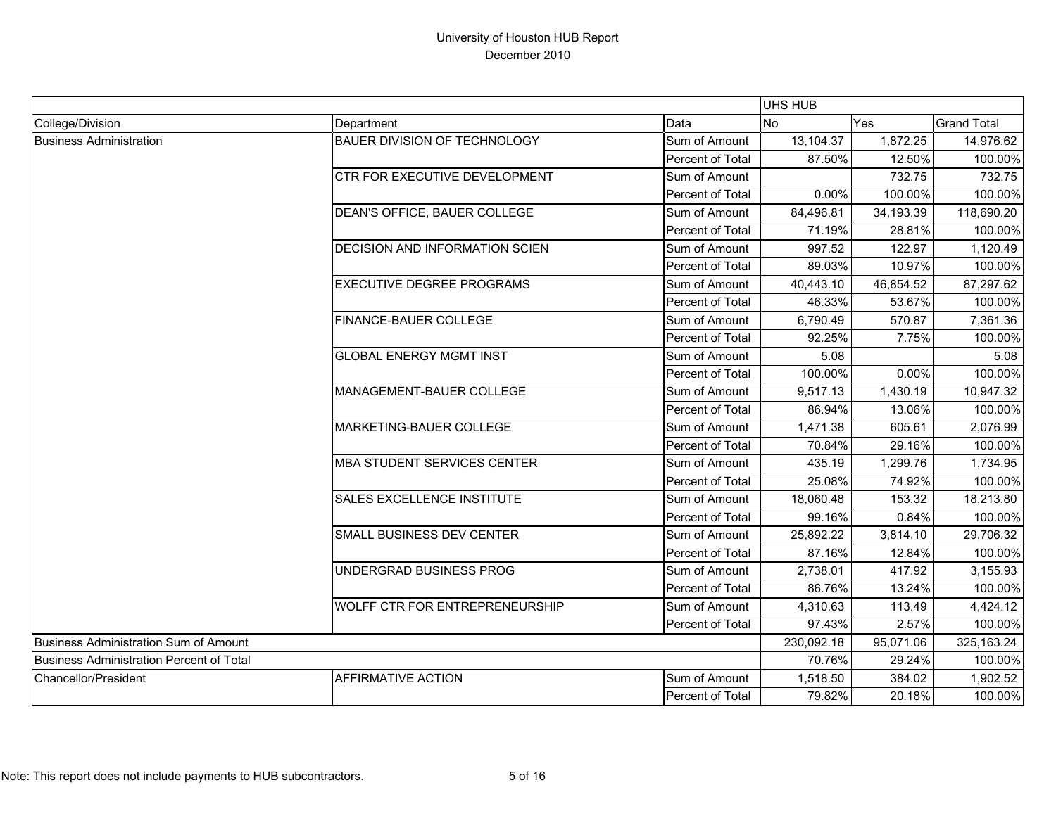# University of Houston HUB Report

December 2010

| | | | UHS HUB | | |
|---|---|---|---|---|---|
| College/Division | Department | Data | No | Yes | Grand Total |
| Business Administration | BAUER DIVISION OF TECHNOLOGY | Sum of Amount | 13,104.37 | 1,872.25 | 14,976.62 |
| | | Percent of Total | 87.50% | 12.50% | 100.00% |
| | CTR FOR EXECUTIVE DEVELOPMENT | Sum of Amount | | 732.75 | 732.75 |
| | | Percent of Total | 0.00% | 100.00% | 100.00% |
| | DEAN'S OFFICE, BAUER COLLEGE | Sum of Amount | 84,496.81 | 34,193.39 | 118,690.20 |
| | | Percent of Total | 71.19% | 28.81% | 100.00% |
| | DECISION AND INFORMATION SCIEN | Sum of Amount | 997.52 | 122.97 | 1,120.49 |
| | | Percent of Total | 89.03% | 10.97% | 100.00% |
| | EXECUTIVE DEGREE PROGRAMS | Sum of Amount | 40,443.10 | 46,854.52 | 87,297.62 |
| | | Percent of Total | 46.33% | 53.67% | 100.00% |
| | FINANCE-BAUER COLLEGE | Sum of Amount | 6,790.49 | 570.87 | 7,361.36 |
| | | Percent of Total | 92.25% | 7.75% | 100.00% |
| | GLOBAL ENERGY MGMT INST | Sum of Amount | 5.08 | | 5.08 |
| | | Percent of Total | 100.00% | 0.00% | 100.00% |
| | MANAGEMENT-BAUER COLLEGE | Sum of Amount | 9,517.13 | 1,430.19 | 10,947.32 |
| | | Percent of Total | 86.94% | 13.06% | 100.00% |
| | MARKETING-BAUER COLLEGE | Sum of Amount | 1,471.38 | 605.61 | 2,076.99 |
| | | Percent of Total | 70.84% | 29.16% | 100.00% |
| | MBA STUDENT SERVICES CENTER | Sum of Amount | 435.19 | 1,299.76 | 1,734.95 |
| | | Percent of Total | 25.08% | 74.92% | 100.00% |
| | SALES EXCELLENCE INSTITUTE | Sum of Amount | 18,060.48 | 153.32 | 18,213.80 |
| | | Percent of Total | 99.16% | 0.84% | 100.00% |
| | SMALL BUSINESS DEV CENTER | Sum of Amount | 25,892.22 | 3,814.10 | 29,706.32 |
| | | Percent of Total | 87.16% | 12.84% | 100.00% |
| | UNDERGRAD BUSINESS PROG | Sum of Amount | 2,738.01 | 417.92 | 3,155.93 |
| | | Percent of Total | 86.76% | 13.24% | 100.00% |
| | WOLFF CTR FOR ENTREPRENEURSHIP | Sum of Amount | 4,310.63 | 113.49 | 4,424.12 |
| | | Percent of Total | 97.43% | 2.57% | 100.00% |
| Business Administration Sum of Amount | | | 230,092.18 | 95,071.06 | 325,163.24 |
| Business Administration Percent of Total | | | 70.76% | 29.24% | 100.00% |
| Chancellor/President | AFFIRMATIVE ACTION | Sum of Amount | 1,518.50 | 384.02 | 1,902.52 |
| | | Percent of Total | 79.82% | 20.18% | 100.00% |

Note: This report does not include payments to HUB subcontractors.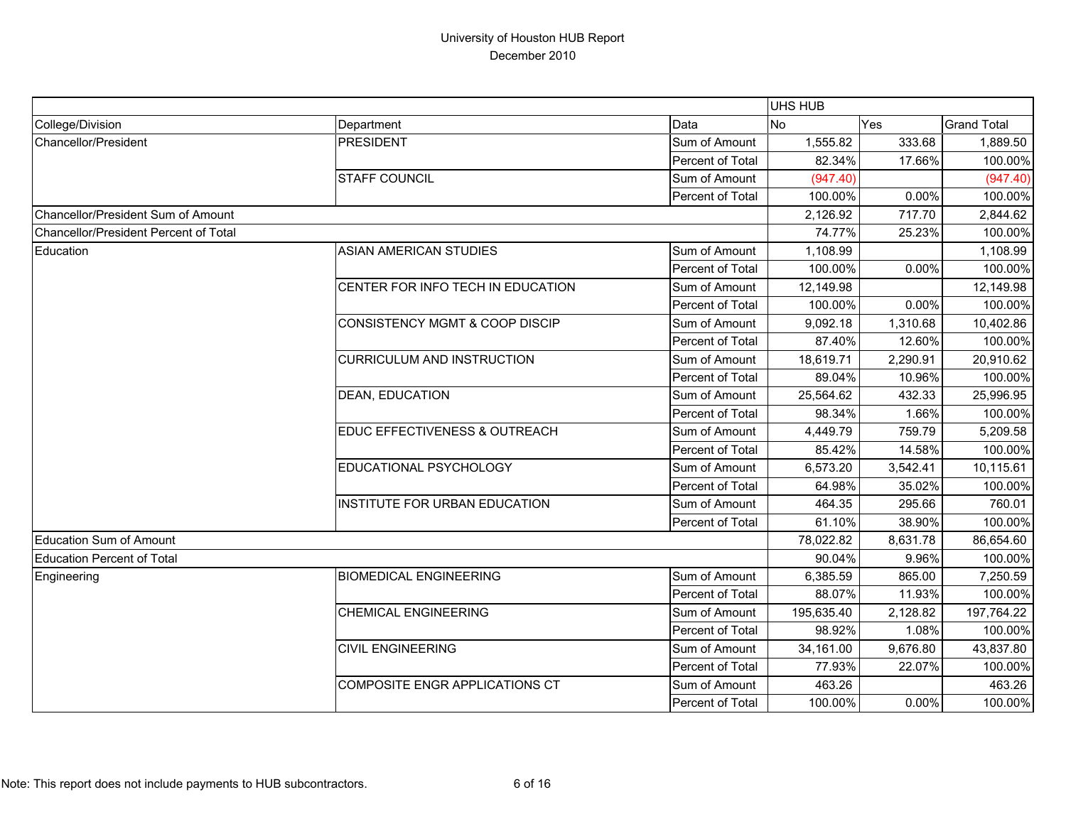# University of Houston HUB Report

December 2010

| | | | UHS HUB | | |
|---|---|---|---|---|---|
| College/Division | Department | Data | No | Yes | Grand Total |
| Chancellor/President | PRESIDENT | Sum of Amount | 1,555.82 | 333.68 | 1,889.50 |
| | | Percent of Total | 82.34% | 17.66% | 100.00% |
| | STAFF COUNCIL | Sum of Amount | (947.40) | | (947.40) |
| | | Percent of Total | 100.00% | 0.00% | 100.00% |
| Chancellor/President Sum of Amount | | | 2,126.92 | 717.70 | 2,844.62 |
| Chancellor/President Percent of Total | | | 74.77% | 25.23% | 100.00% |
| Education | ASIAN AMERICAN STUDIES | Sum of Amount | 1,108.99 | | 1,108.99 |
| | | Percent of Total | 100.00% | 0.00% | 100.00% |
| | CENTER FOR INFO TECH IN EDUCATION | Sum of Amount | 12,149.98 | | 12,149.98 |
| | | Percent of Total | 100.00% | 0.00% | 100.00% |
| | CONSISTENCY MGMT & COOP DISCIP | Sum of Amount | 9,092.18 | 1,310.68 | 10,402.86 |
| | | Percent of Total | 87.40% | 12.60% | 100.00% |
| | CURRICULUM AND INSTRUCTION | Sum of Amount | 18,619.71 | 2,290.91 | 20,910.62 |
| | | Percent of Total | 89.04% | 10.96% | 100.00% |
| | DEAN, EDUCATION | Sum of Amount | 25,564.62 | 432.33 | 25,996.95 |
| | | Percent of Total | 98.34% | 1.66% | 100.00% |
| | EDUC EFFECTIVENESS & OUTREACH | Sum of Amount | 4,449.79 | 759.79 | 5,209.58 |
| | | Percent of Total | 85.42% | 14.58% | 100.00% |
| | EDUCATIONAL PSYCHOLOGY | Sum of Amount | 6,573.20 | 3,542.41 | 10,115.61 |
| | | Percent of Total | 64.98% | 35.02% | 100.00% |
| | INSTITUTE FOR URBAN EDUCATION | Sum of Amount | 464.35 | 295.66 | 760.01 |
| | | Percent of Total | 61.10% | 38.90% | 100.00% |
| Education Sum of Amount | | | 78,022.82 | 8,631.78 | 86,654.60 |
| Education Percent of Total | | | 90.04% | 9.96% | 100.00% |
| Engineering | BIOMEDICAL ENGINEERING | Sum of Amount | 6,385.59 | 865.00 | 7,250.59 |
| | | Percent of Total | 88.07% | 11.93% | 100.00% |
| | CHEMICAL ENGINEERING | Sum of Amount | 195,635.40 | 2,128.82 | 197,764.22 |
| | | Percent of Total | 98.92% | 1.08% | 100.00% |
| | CIVIL ENGINEERING | Sum of Amount | 34,161.00 | 9,676.80 | 43,837.80 |
| | | Percent of Total | 77.93% | 22.07% | 100.00% |
| | COMPOSITE ENGR APPLICATIONS CT | Sum of Amount | 463.26 | | 463.26 |
| | | Percent of Total | 100.00% | 0.00% | 100.00% |

Note: This report does not include payments to HUB subcontractors.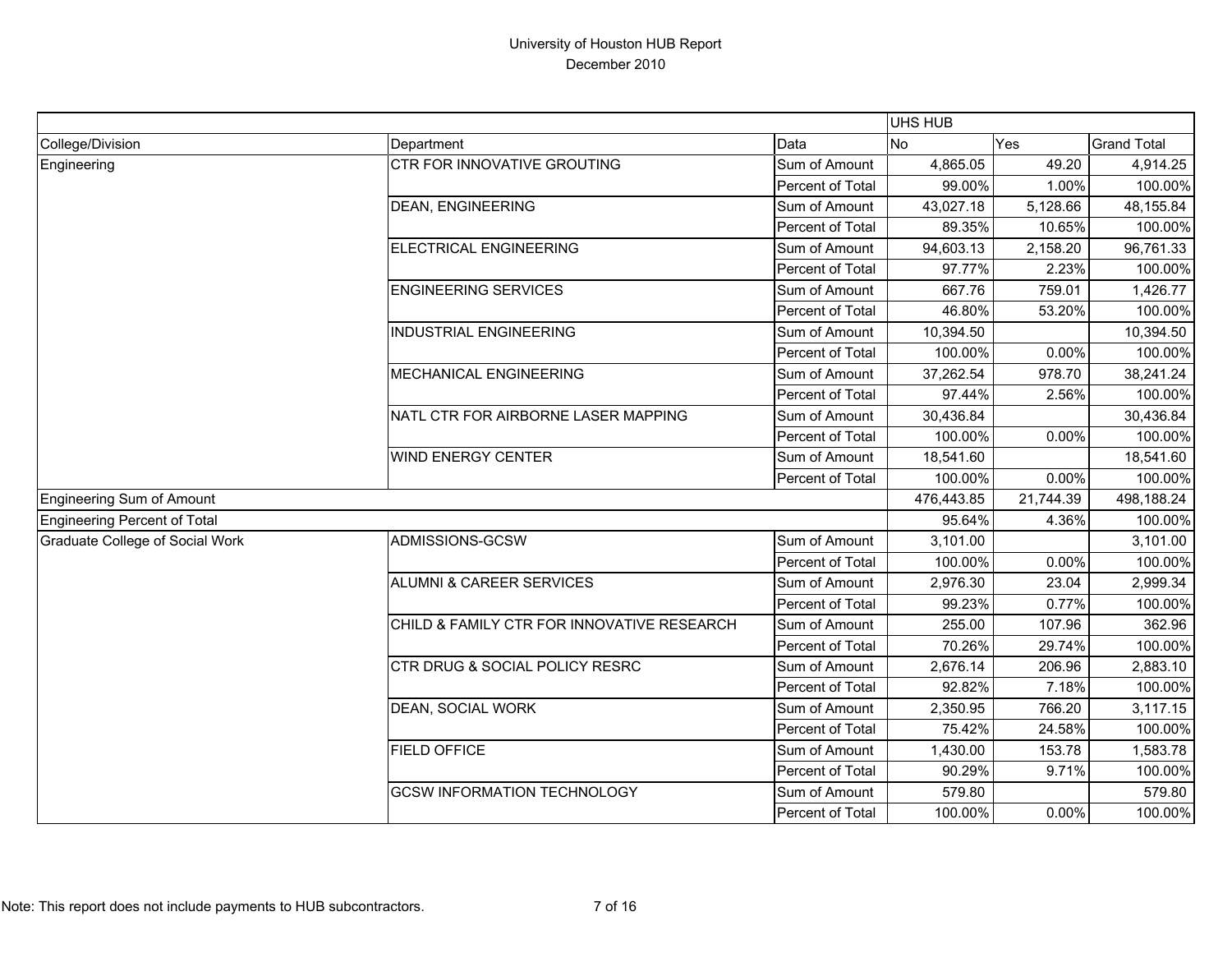# University of Houston HUB Report

December 2010

| | | | UHS HUB | | |
|---|---|---|---|---|---|
| College/Division | Department | Data | No | Yes | Grand Total |
| Engineering | CTR FOR INNOVATIVE GROUTING | Sum of Amount | 4,865.05 | 49.20 | 4,914.25 |
| | | Percent of Total | 99.00% | 1.00% | 100.00% |
| | DEAN, ENGINEERING | Sum of Amount | 43,027.18 | 5,128.66 | 48,155.84 |
| | | Percent of Total | 89.35% | 10.65% | 100.00% |
| | ELECTRICAL ENGINEERING | Sum of Amount | 94,603.13 | 2,158.20 | 96,761.33 |
| | | Percent of Total | 97.77% | 2.23% | 100.00% |
| | ENGINEERING SERVICES | Sum of Amount | 667.76 | 759.01 | 1,426.77 |
| | | Percent of Total | 46.80% | 53.20% | 100.00% |
| | INDUSTRIAL ENGINEERING | Sum of Amount | 10,394.50 | | 10,394.50 |
| | | Percent of Total | 100.00% | 0.00% | 100.00% |
| | MECHANICAL ENGINEERING | Sum of Amount | 37,262.54 | 978.70 | 38,241.24 |
| | | Percent of Total | 97.44% | 2.56% | 100.00% |
| | NATL CTR FOR AIRBORNE LASER MAPPING | Sum of Amount | 30,436.84 | | 30,436.84 |
| | | Percent of Total | 100.00% | 0.00% | 100.00% |
| | WIND ENERGY CENTER | Sum of Amount | 18,541.60 | | 18,541.60 |
| | | Percent of Total | 100.00% | 0.00% | 100.00% |
| Engineering Sum of Amount | | | 476,443.85 | 21,744.39 | 498,188.24 |
| Engineering Percent of Total | | | 95.64% | 4.36% | 100.00% |
| Graduate College of Social Work | ADMISSIONS-GCSW | Sum of Amount | 3,101.00 | | 3,101.00 |
| | | Percent of Total | 100.00% | 0.00% | 100.00% |
| | ALUMNI & CAREER SERVICES | Sum of Amount | 2,976.30 | 23.04 | 2,999.34 |
| | | Percent of Total | 99.23% | 0.77% | 100.00% |
| | CHILD & FAMILY CTR FOR INNOVATIVE RESEARCH | Sum of Amount | 255.00 | 107.96 | 362.96 |
| | | Percent of Total | 70.26% | 29.74% | 100.00% |
| | CTR DRUG & SOCIAL POLICY RESRC | Sum of Amount | 2,676.14 | 206.96 | 2,883.10 |
| | | Percent of Total | 92.82% | 7.18% | 100.00% |
| | DEAN, SOCIAL WORK | Sum of Amount | 2,350.95 | 766.20 | 3,117.15 |
| | | Percent of Total | 75.42% | 24.58% | 100.00% |
| | FIELD OFFICE | Sum of Amount | 1,430.00 | 153.78 | 1,583.78 |
| | | Percent of Total | 90.29% | 9.71% | 100.00% |
| | GCSW INFORMATION TECHNOLOGY | Sum of Amount | 579.80 | | 579.80 |
| | | Percent of Total | 100.00% | 0.00% | 100.00% |

Note: This report does not include payments to HUB subcontractors.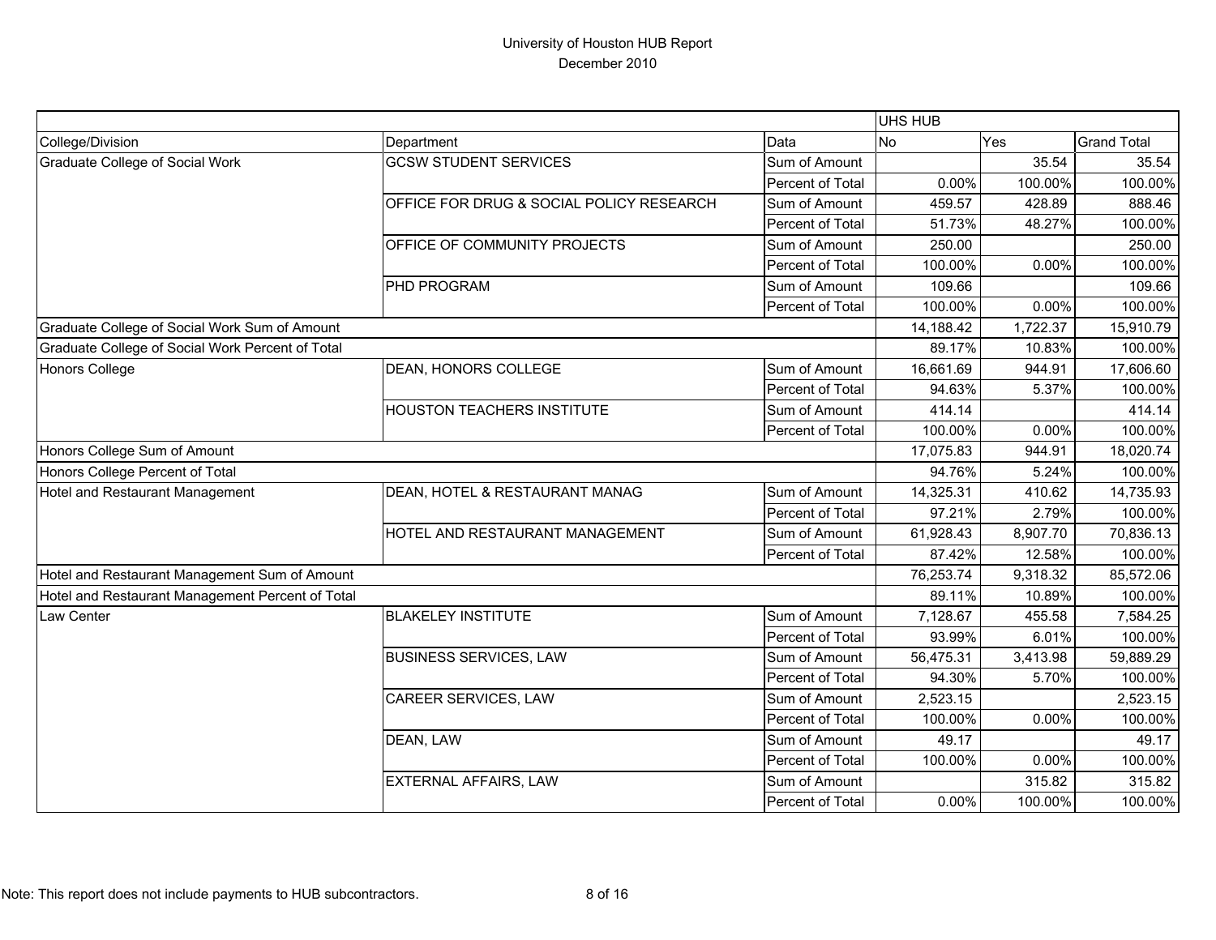# University of Houston HUB Report

December 2010

| | | | UHS HUB | | |
|---|---|---|---|---|---|
| College/Division | Department | Data | No | Yes | Grand Total |
| Graduate College of Social Work | GCSW STUDENT SERVICES | Sum of Amount | | 35.54 | 35.54 |
| | | Percent of Total | 0.00% | 100.00% | 100.00% |
| | OFFICE FOR DRUG & SOCIAL POLICY RESEARCH | Sum of Amount | 459.57 | 428.89 | 888.46 |
| | | Percent of Total | 51.73% | 48.27% | 100.00% |
| | OFFICE OF COMMUNITY PROJECTS | Sum of Amount | 250.00 | | 250.00 |
| | | Percent of Total | 100.00% | 0.00% | 100.00% |
| | PHD PROGRAM | Sum of Amount | 109.66 | | 109.66 |
| | | Percent of Total | 100.00% | 0.00% | 100.00% |
| Graduate College of Social Work Sum of Amount | | | 14,188.42 | 1,722.37 | 15,910.79 |
| Graduate College of Social Work Percent of Total | | | 89.17% | 10.83% | 100.00% |
| Honors College | DEAN, HONORS COLLEGE | Sum of Amount | 16,661.69 | 944.91 | 17,606.60 |
| | | Percent of Total | 94.63% | 5.37% | 100.00% |
| | HOUSTON TEACHERS INSTITUTE | Sum of Amount | 414.14 | | 414.14 |
| | | Percent of Total | 100.00% | 0.00% | 100.00% |
| Honors College Sum of Amount | | | 17,075.83 | 944.91 | 18,020.74 |
| Honors College Percent of Total | | | 94.76% | 5.24% | 100.00% |
| Hotel and Restaurant Management | DEAN, HOTEL & RESTAURANT MANAG | Sum of Amount | 14,325.31 | 410.62 | 14,735.93 |
| | | Percent of Total | 97.21% | 2.79% | 100.00% |
| | HOTEL AND RESTAURANT MANAGEMENT | Sum of Amount | 61,928.43 | 8,907.70 | 70,836.13 |
| | | Percent of Total | 87.42% | 12.58% | 100.00% |
| Hotel and Restaurant Management Sum of Amount | | | 76,253.74 | 9,318.32 | 85,572.06 |
| Hotel and Restaurant Management Percent of Total | | | 89.11% | 10.89% | 100.00% |
| Law Center | BLAKELEY INSTITUTE | Sum of Amount | 7,128.67 | 455.58 | 7,584.25 |
| | | Percent of Total | 93.99% | 6.01% | 100.00% |
| | BUSINESS SERVICES, LAW | Sum of Amount | 56,475.31 | 3,413.98 | 59,889.29 |
| | | Percent of Total | 94.30% | 5.70% | 100.00% |
| | CAREER SERVICES, LAW | Sum of Amount | 2,523.15 | | 2,523.15 |
| | | Percent of Total | 100.00% | 0.00% | 100.00% |
| | DEAN, LAW | Sum of Amount | 49.17 | | 49.17 |
| | | Percent of Total | 100.00% | 0.00% | 100.00% |
| | EXTERNAL AFFAIRS, LAW | Sum of Amount | | 315.82 | 315.82 |
| | | Percent of Total | 0.00% | 100.00% | 100.00% |

Note: This report does not include payments to HUB subcontractors.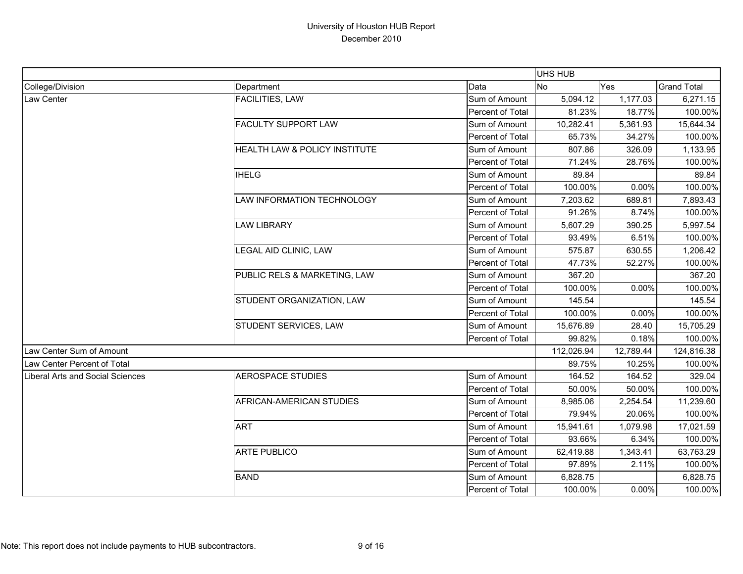# University of Houston HUB Report

December 2010

| | | | UHS HUB | | |
|---|---|---|---|---|---|
| College/Division | Department | Data | No | Yes | Grand Total |
| Law Center | FACILITIES, LAW | Sum of Amount | 5,094.12 | 1,177.03 | 6,271.15 |
| | | Percent of Total | 81.23% | 18.77% | 100.00% |
| | FACULTY SUPPORT LAW | Sum of Amount | 10,282.41 | 5,361.93 | 15,644.34 |
| | | Percent of Total | 65.73% | 34.27% | 100.00% |
| | HEALTH LAW & POLICY INSTITUTE | Sum of Amount | 807.86 | 326.09 | 1,133.95 |
| | | Percent of Total | 71.24% | 28.76% | 100.00% |
| | IHELG | Sum of Amount | 89.84 | | 89.84 |
| | | Percent of Total | 100.00% | 0.00% | 100.00% |
| | LAW INFORMATION TECHNOLOGY | Sum of Amount | 7,203.62 | 689.81 | 7,893.43 |
| | | Percent of Total | 91.26% | 8.74% | 100.00% |
| | LAW LIBRARY | Sum of Amount | 5,607.29 | 390.25 | 5,997.54 |
| | | Percent of Total | 93.49% | 6.51% | 100.00% |
| | LEGAL AID CLINIC, LAW | Sum of Amount | 575.87 | 630.55 | 1,206.42 |
| | | Percent of Total | 47.73% | 52.27% | 100.00% |
| | PUBLIC RELS & MARKETING, LAW | Sum of Amount | 367.20 | | 367.20 |
| | | Percent of Total | 100.00% | 0.00% | 100.00% |
| | STUDENT ORGANIZATION, LAW | Sum of Amount | 145.54 | | 145.54 |
| | | Percent of Total | 100.00% | 0.00% | 100.00% |
| | STUDENT SERVICES, LAW | Sum of Amount | 15,676.89 | 28.40 | 15,705.29 |
| | | Percent of Total | 99.82% | 0.18% | 100.00% |
| Law Center Sum of Amount | | | 112,026.94 | 12,789.44 | 124,816.38 |
| Law Center Percent of Total | | | 89.75% | 10.25% | 100.00% |
| Liberal Arts and Social Sciences | AEROSPACE STUDIES | Sum of Amount | 164.52 | 164.52 | 329.04 |
| | | Percent of Total | 50.00% | 50.00% | 100.00% |
| | AFRICAN-AMERICAN STUDIES | Sum of Amount | 8,985.06 | 2,254.54 | 11,239.60 |
| | | Percent of Total | 79.94% | 20.06% | 100.00% |
| | ART | Sum of Amount | 15,941.61 | 1,079.98 | 17,021.59 |
| | | Percent of Total | 93.66% | 6.34% | 100.00% |
| | ARTE PUBLICO | Sum of Amount | 62,419.88 | 1,343.41 | 63,763.29 |
| | | Percent of Total | 97.89% | 2.11% | 100.00% |
| | BAND | Sum of Amount | 6,828.75 | | 6,828.75 |
| | | Percent of Total | 100.00% | 0.00% | 100.00% |

Note: This report does not include payments to HUB subcontractors.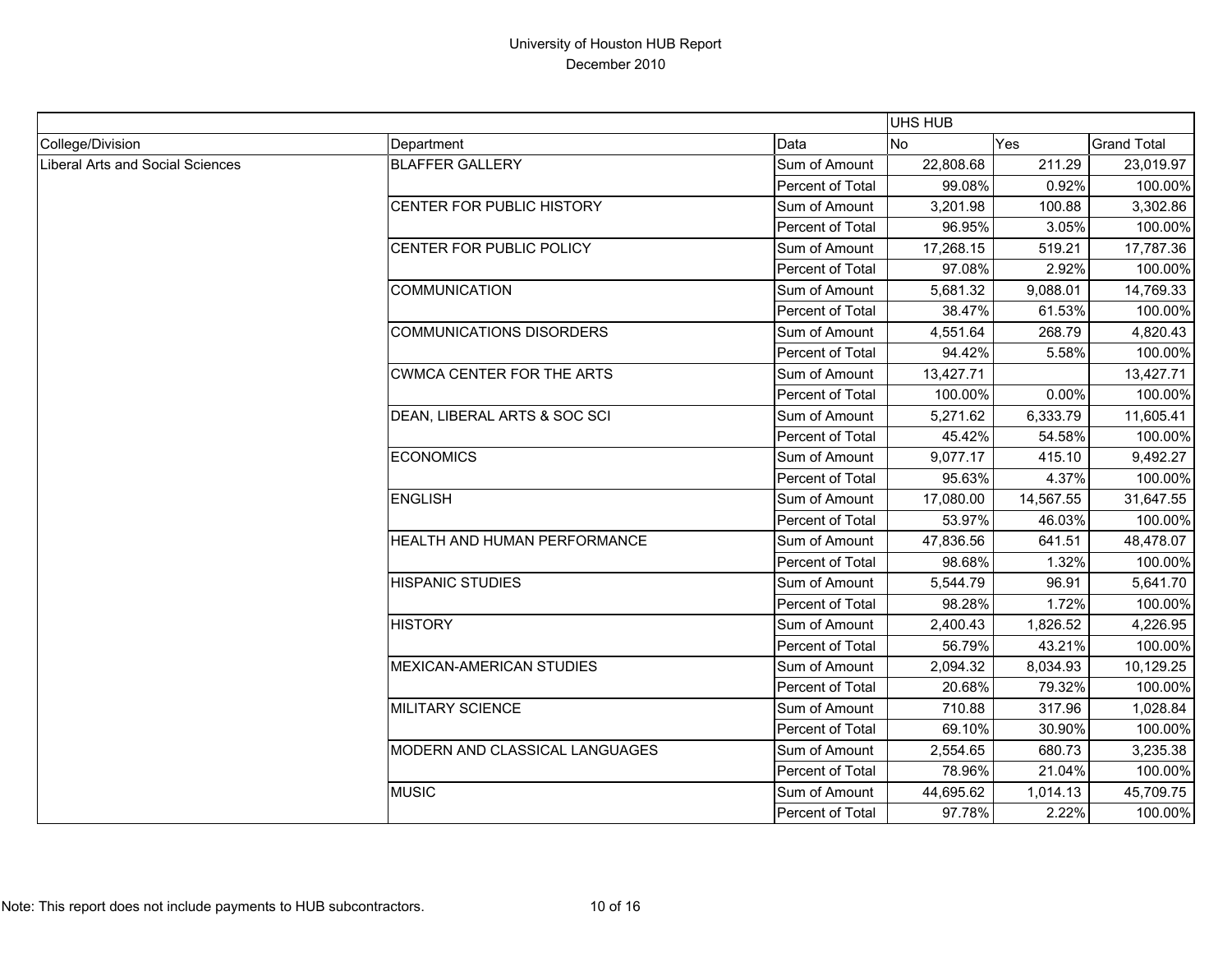# University of Houston HUB Report
December 2010

| | | | UHS HUB | | |
|---|---|---|---|---|---|
| College/Division | Department | Data | No | Yes | Grand Total |
| Liberal Arts and Social Sciences | BLAFFER GALLERY | Sum of Amount | 22,808.68 | 211.29 | 23,019.97 |
| | | Percent of Total | 99.08% | 0.92% | 100.00% |
| | CENTER FOR PUBLIC HISTORY | Sum of Amount | 3,201.98 | 100.88 | 3,302.86 |
| | | Percent of Total | 96.95% | 3.05% | 100.00% |
| | CENTER FOR PUBLIC POLICY | Sum of Amount | 17,268.15 | 519.21 | 17,787.36 |
| | | Percent of Total | 97.08% | 2.92% | 100.00% |
| | COMMUNICATION | Sum of Amount | 5,681.32 | 9,088.01 | 14,769.33 |
| | | Percent of Total | 38.47% | 61.53% | 100.00% |
| | COMMUNICATIONS DISORDERS | Sum of Amount | 4,551.64 | 268.79 | 4,820.43 |
| | | Percent of Total | 94.42% | 5.58% | 100.00% |
| | CWMCA CENTER FOR THE ARTS | Sum of Amount | 13,427.71 | | 13,427.71 |
| | | Percent of Total | 100.00% | 0.00% | 100.00% |
| | DEAN, LIBERAL ARTS & SOC SCI | Sum of Amount | 5,271.62 | 6,333.79 | 11,605.41 |
| | | Percent of Total | 45.42% | 54.58% | 100.00% |
| | ECONOMICS | Sum of Amount | 9,077.17 | 415.10 | 9,492.27 |
| | | Percent of Total | 95.63% | 4.37% | 100.00% |
| | ENGLISH | Sum of Amount | 17,080.00 | 14,567.55 | 31,647.55 |
| | | Percent of Total | 53.97% | 46.03% | 100.00% |
| | HEALTH AND HUMAN PERFORMANCE | Sum of Amount | 47,836.56 | 641.51 | 48,478.07 |
| | | Percent of Total | 98.68% | 1.32% | 100.00% |
| | HISPANIC STUDIES | Sum of Amount | 5,544.79 | 96.91 | 5,641.70 |
| | | Percent of Total | 98.28% | 1.72% | 100.00% |
| | HISTORY | Sum of Amount | 2,400.43 | 1,826.52 | 4,226.95 |
| | | Percent of Total | 56.79% | 43.21% | 100.00% |
| | MEXICAN-AMERICAN STUDIES | Sum of Amount | 2,094.32 | 8,034.93 | 10,129.25 |
| | | Percent of Total | 20.68% | 79.32% | 100.00% |
| | MILITARY SCIENCE | Sum of Amount | 710.88 | 317.96 | 1,028.84 |
| | | Percent of Total | 69.10% | 30.90% | 100.00% |
| | MODERN AND CLASSICAL LANGUAGES | Sum of Amount | 2,554.65 | 680.73 | 3,235.38 |
| | | Percent of Total | 78.96% | 21.04% | 100.00% |
| | MUSIC | Sum of Amount | 44,695.62 | 1,014.13 | 45,709.75 |
| | | Percent of Total | 97.78% | 2.22% | 100.00% |

Note: This report does not include payments to HUB subcontractors.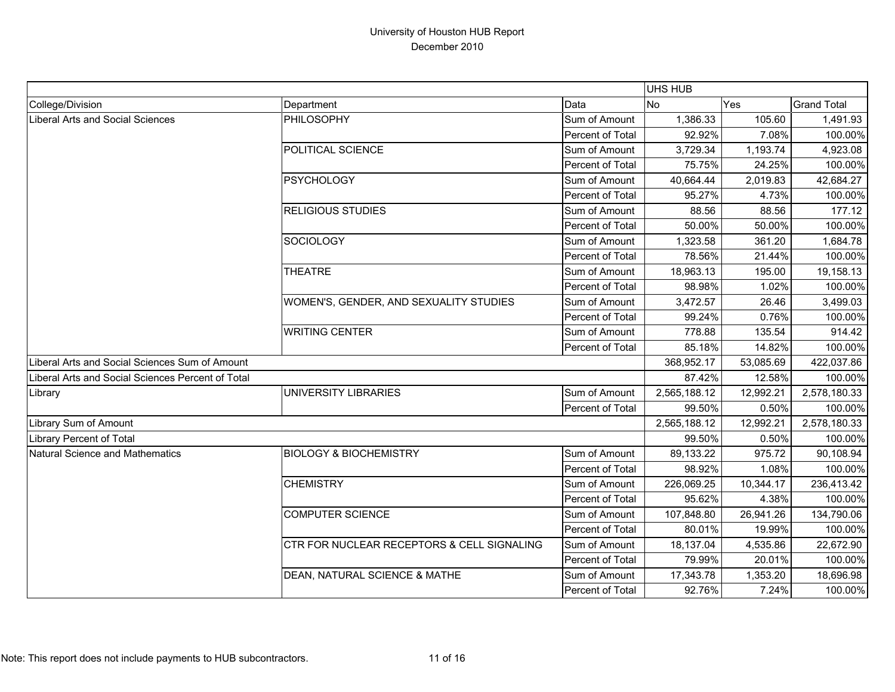University of Houston HUB Report
December 2010

| | | | UHS HUB | | |
|---|---|---|---|---|---|
| College/Division | Department | Data | No | Yes | Grand Total |
| Liberal Arts and Social Sciences | PHILOSOPHY | Sum of Amount | 1,386.33 | 105.60 | 1,491.93 |
| | | Percent of Total | 92.92% | 7.08% | 100.00% |
| | POLITICAL SCIENCE | Sum of Amount | 3,729.34 | 1,193.74 | 4,923.08 |
| | | Percent of Total | 75.75% | 24.25% | 100.00% |
| | PSYCHOLOGY | Sum of Amount | 40,664.44 | 2,019.83 | 42,684.27 |
| | | Percent of Total | 95.27% | 4.73% | 100.00% |
| | RELIGIOUS STUDIES | Sum of Amount | 88.56 | 88.56 | 177.12 |
| | | Percent of Total | 50.00% | 50.00% | 100.00% |
| | SOCIOLOGY | Sum of Amount | 1,323.58 | 361.20 | 1,684.78 |
| | | Percent of Total | 78.56% | 21.44% | 100.00% |
| | THEATRE | Sum of Amount | 18,963.13 | 195.00 | 19,158.13 |
| | | Percent of Total | 98.98% | 1.02% | 100.00% |
| | WOMEN'S, GENDER, AND SEXUALITY STUDIES | Sum of Amount | 3,472.57 | 26.46 | 3,499.03 |
| | | Percent of Total | 99.24% | 0.76% | 100.00% |
| | WRITING CENTER | Sum of Amount | 778.88 | 135.54 | 914.42 |
| | | Percent of Total | 85.18% | 14.82% | 100.00% |
| Liberal Arts and Social Sciences Sum of Amount | | | 368,952.17 | 53,085.69 | 422,037.86 |
| Liberal Arts and Social Sciences Percent of Total | | | 87.42% | 12.58% | 100.00% |
| Library | UNIVERSITY LIBRARIES | Sum of Amount | 2,565,188.12 | 12,992.21 | 2,578,180.33 |
| | | Percent of Total | 99.50% | 0.50% | 100.00% |
| Library Sum of Amount | | | 2,565,188.12 | 12,992.21 | 2,578,180.33 |
| Library Percent of Total | | | 99.50% | 0.50% | 100.00% |
| Natural Science and Mathematics | BIOLOGY & BIOCHEMISTRY | Sum of Amount | 89,133.22 | 975.72 | 90,108.94 |
| | | Percent of Total | 98.92% | 1.08% | 100.00% |
| | CHEMISTRY | Sum of Amount | 226,069.25 | 10,344.17 | 236,413.42 |
| | | Percent of Total | 95.62% | 4.38% | 100.00% |
| | COMPUTER SCIENCE | Sum of Amount | 107,848.80 | 26,941.26 | 134,790.06 |
| | | Percent of Total | 80.01% | 19.99% | 100.00% |
| | CTR FOR NUCLEAR RECEPTORS & CELL SIGNALING | Sum of Amount | 18,137.04 | 4,535.86 | 22,672.90 |
| | | Percent of Total | 79.99% | 20.01% | 100.00% |
| | DEAN, NATURAL SCIENCE & MATHE | Sum of Amount | 17,343.78 | 1,353.20 | 18,696.98 |
| | | Percent of Total | 92.76% | 7.24% | 100.00% |

Note: This report does not include payments to HUB subcontractors.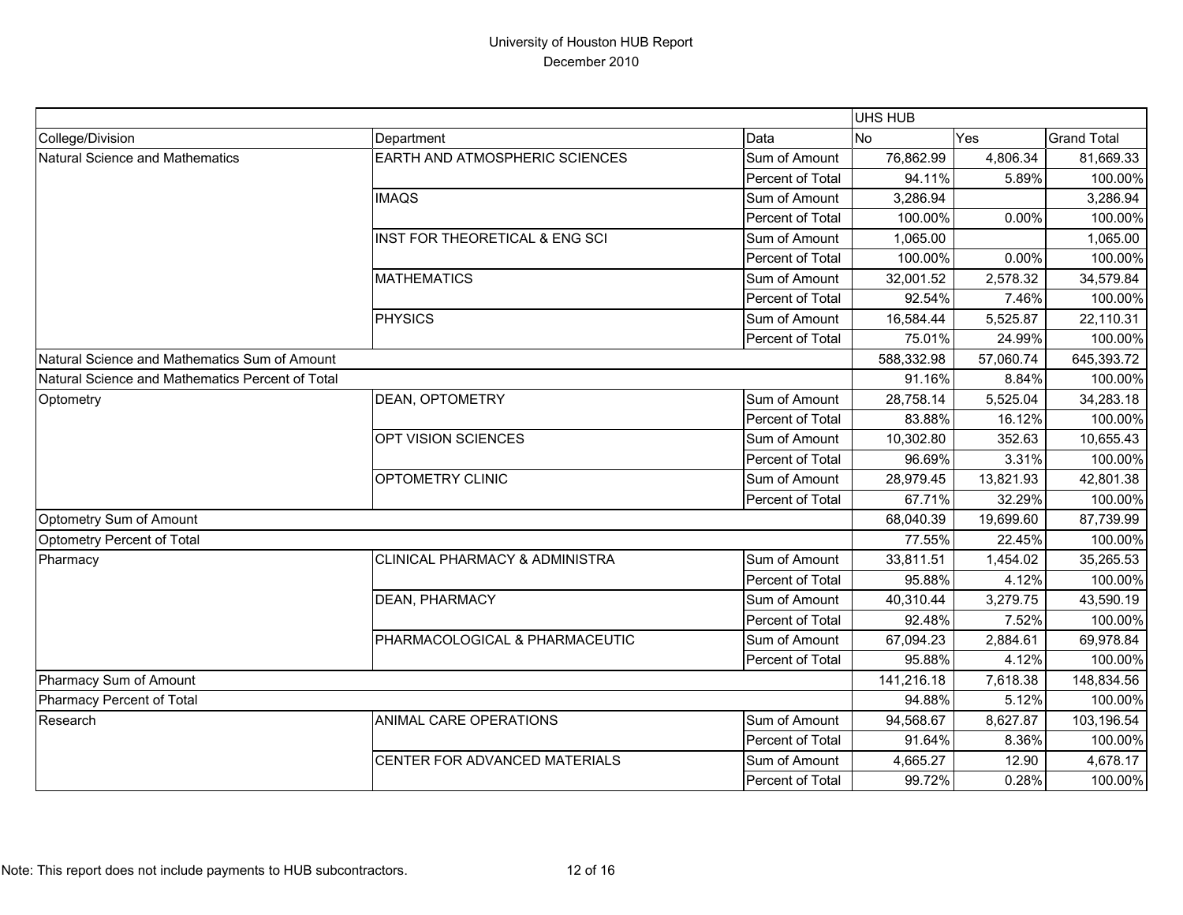# University of Houston HUB Report

December 2010

| | | | UHS HUB | | |
|---|---|---|---|---|---|
| College/Division | Department | Data | No | Yes | Grand Total |
| Natural Science and Mathematics | EARTH AND ATMOSPHERIC SCIENCES | Sum of Amount | 76,862.99 | 4,806.34 | 81,669.33 |
| | | Percent of Total | 94.11% | 5.89% | 100.00% |
| | IMAQS | Sum of Amount | 3,286.94 | | 3,286.94 |
| | | Percent of Total | 100.00% | 0.00% | 100.00% |
| | INST FOR THEORETICAL & ENG SCI | Sum of Amount | 1,065.00 | | 1,065.00 |
| | | Percent of Total | 100.00% | 0.00% | 100.00% |
| | MATHEMATICS | Sum of Amount | 32,001.52 | 2,578.32 | 34,579.84 |
| | | Percent of Total | 92.54% | 7.46% | 100.00% |
| | PHYSICS | Sum of Amount | 16,584.44 | 5,525.87 | 22,110.31 |
| | | Percent of Total | 75.01% | 24.99% | 100.00% |
| Natural Science and Mathematics Sum of Amount | | | 588,332.98 | 57,060.74 | 645,393.72 |
| Natural Science and Mathematics Percent of Total | | | 91.16% | 8.84% | 100.00% |
| Optometry | DEAN, OPTOMETRY | Sum of Amount | 28,758.14 | 5,525.04 | 34,283.18 |
| | | Percent of Total | 83.88% | 16.12% | 100.00% |
| | OPT VISION SCIENCES | Sum of Amount | 10,302.80 | 352.63 | 10,655.43 |
| | | Percent of Total | 96.69% | 3.31% | 100.00% |
| | OPTOMETRY CLINIC | Sum of Amount | 28,979.45 | 13,821.93 | 42,801.38 |
| | | Percent of Total | 67.71% | 32.29% | 100.00% |
| Optometry Sum of Amount | | | 68,040.39 | 19,699.60 | 87,739.99 |
| Optometry Percent of Total | | | 77.55% | 22.45% | 100.00% |
| Pharmacy | CLINICAL PHARMACY & ADMINISTRA | Sum of Amount | 33,811.51 | 1,454.02 | 35,265.53 |
| | | Percent of Total | 95.88% | 4.12% | 100.00% |
| | DEAN, PHARMACY | Sum of Amount | 40,310.44 | 3,279.75 | 43,590.19 |
| | | Percent of Total | 92.48% | 7.52% | 100.00% |
| | PHARMACOLOGICAL & PHARMACEUTIC | Sum of Amount | 67,094.23 | 2,884.61 | 69,978.84 |
| | | Percent of Total | 95.88% | 4.12% | 100.00% |
| Pharmacy Sum of Amount | | | 141,216.18 | 7,618.38 | 148,834.56 |
| Pharmacy Percent of Total | | | 94.88% | 5.12% | 100.00% |
| Research | ANIMAL CARE OPERATIONS | Sum of Amount | 94,568.67 | 8,627.87 | 103,196.54 |
| | | Percent of Total | 91.64% | 8.36% | 100.00% |
| | CENTER FOR ADVANCED MATERIALS | Sum of Amount | 4,665.27 | 12.90 | 4,678.17 |
| | | Percent of Total | 99.72% | 0.28% | 100.00% |

Note: This report does not include payments to HUB subcontractors.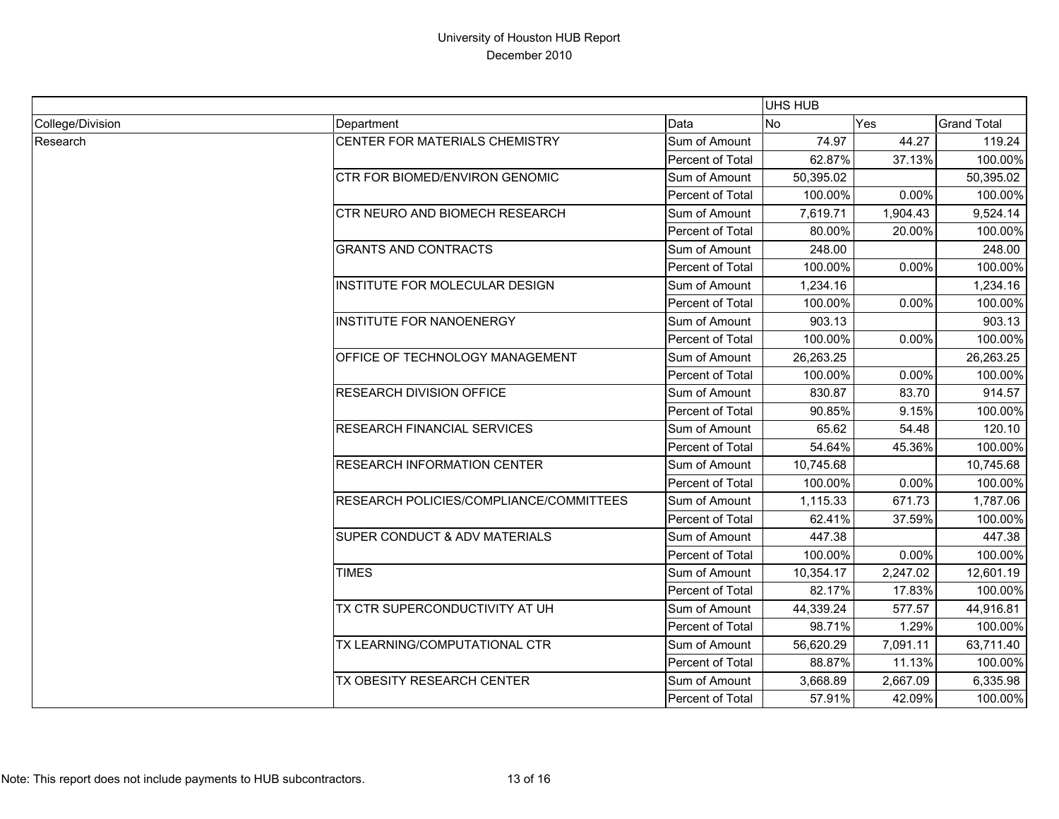# University of Houston HUB Report

December 2010

| | | | UHS HUB | | |
|---|---|---|---|---|---|
| College/Division | Department | Data | No | Yes | Grand Total |
| Research | CENTER FOR MATERIALS CHEMISTRY | Sum of Amount | 74.97 | 44.27 | 119.24 |
| | | Percent of Total | 62.87% | 37.13% | 100.00% |
| | CTR FOR BIOMED/ENVIRON GENOMIC | Sum of Amount | 50,395.02 | | 50,395.02 |
| | | Percent of Total | 100.00% | 0.00% | 100.00% |
| | CTR NEURO AND BIOMECH RESEARCH | Sum of Amount | 7,619.71 | 1,904.43 | 9,524.14 |
| | | Percent of Total | 80.00% | 20.00% | 100.00% |
| | GRANTS AND CONTRACTS | Sum of Amount | 248.00 | | 248.00 |
| | | Percent of Total | 100.00% | 0.00% | 100.00% |
| | INSTITUTE FOR MOLECULAR DESIGN | Sum of Amount | 1,234.16 | | 1,234.16 |
| | | Percent of Total | 100.00% | 0.00% | 100.00% |
| | INSTITUTE FOR NANOENERGY | Sum of Amount | 903.13 | | 903.13 |
| | | Percent of Total | 100.00% | 0.00% | 100.00% |
| | OFFICE OF TECHNOLOGY MANAGEMENT | Sum of Amount | 26,263.25 | | 26,263.25 |
| | | Percent of Total | 100.00% | 0.00% | 100.00% |
| | RESEARCH DIVISION OFFICE | Sum of Amount | 830.87 | 83.70 | 914.57 |
| | | Percent of Total | 90.85% | 9.15% | 100.00% |
| | RESEARCH FINANCIAL SERVICES | Sum of Amount | 65.62 | 54.48 | 120.10 |
| | | Percent of Total | 54.64% | 45.36% | 100.00% |
| | RESEARCH INFORMATION CENTER | Sum of Amount | 10,745.68 | | 10,745.68 |
| | | Percent of Total | 100.00% | 0.00% | 100.00% |
| | RESEARCH POLICIES/COMPLIANCE/COMMITTEES | Sum of Amount | 1,115.33 | 671.73 | 1,787.06 |
| | | Percent of Total | 62.41% | 37.59% | 100.00% |
| | SUPER CONDUCT & ADV MATERIALS | Sum of Amount | 447.38 | | 447.38 |
| | | Percent of Total | 100.00% | 0.00% | 100.00% |
| | TIMES | Sum of Amount | 10,354.17 | 2,247.02 | 12,601.19 |
| | | Percent of Total | 82.17% | 17.83% | 100.00% |
| | TX CTR SUPERCONDUCTIVITY AT UH | Sum of Amount | 44,339.24 | 577.57 | 44,916.81 |
| | | Percent of Total | 98.71% | 1.29% | 100.00% |
| | TX LEARNING/COMPUTATIONAL CTR | Sum of Amount | 56,620.29 | 7,091.11 | 63,711.40 |
| | | Percent of Total | 88.87% | 11.13% | 100.00% |
| | TX OBESITY RESEARCH CENTER | Sum of Amount | 3,668.89 | 2,667.09 | 6,335.98 |
| | | Percent of Total | 57.91% | 42.09% | 100.00% |

Note: This report does not include payments to HUB subcontractors.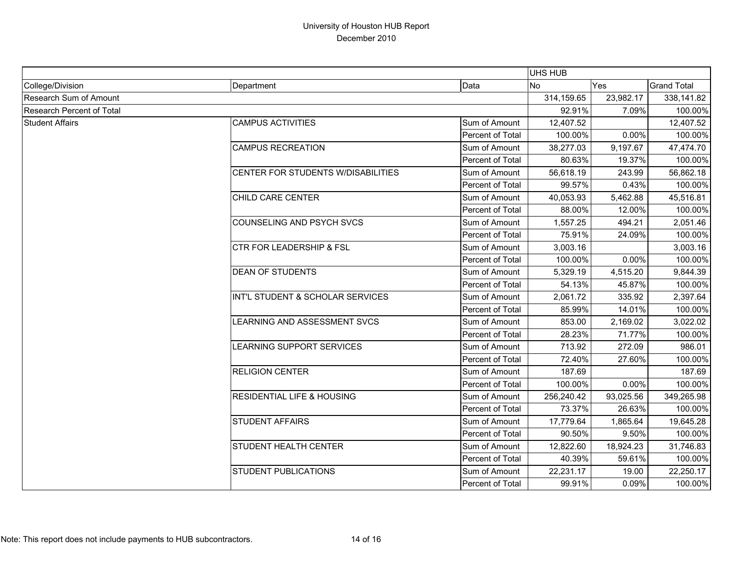# University of Houston HUB Report

December 2010

| | | | UHS HUB | | |
|---|---|---|---|---|---|
| College/Division | Department | Data | No | Yes | Grand Total |
| Research Sum of Amount | | | 314,159.65 | 23,982.17 | 338,141.82 |
| Research Percent of Total | | | 92.91% | 7.09% | 100.00% |
| Student Affairs | CAMPUS ACTIVITIES | Sum of Amount | 12,407.52 | | 12,407.52 |
| | | Percent of Total | 100.00% | 0.00% | 100.00% |
| | CAMPUS RECREATION | Sum of Amount | 38,277.03 | 9,197.67 | 47,474.70 |
| | | Percent of Total | 80.63% | 19.37% | 100.00% |
| | CENTER FOR STUDENTS W/DISABILITIES | Sum of Amount | 56,618.19 | 243.99 | 56,862.18 |
| | | Percent of Total | 99.57% | 0.43% | 100.00% |
| | CHILD CARE CENTER | Sum of Amount | 40,053.93 | 5,462.88 | 45,516.81 |
| | | Percent of Total | 88.00% | 12.00% | 100.00% |
| | COUNSELING AND PSYCH SVCS | Sum of Amount | 1,557.25 | 494.21 | 2,051.46 |
| | | Percent of Total | 75.91% | 24.09% | 100.00% |
| | CTR FOR LEADERSHIP & FSL | Sum of Amount | 3,003.16 | | 3,003.16 |
| | | Percent of Total | 100.00% | 0.00% | 100.00% |
| | DEAN OF STUDENTS | Sum of Amount | 5,329.19 | 4,515.20 | 9,844.39 |
| | | Percent of Total | 54.13% | 45.87% | 100.00% |
| | INT'L STUDENT & SCHOLAR SERVICES | Sum of Amount | 2,061.72 | 335.92 | 2,397.64 |
| | | Percent of Total | 85.99% | 14.01% | 100.00% |
| | LEARNING AND ASSESSMENT SVCS | Sum of Amount | 853.00 | 2,169.02 | 3,022.02 |
| | | Percent of Total | 28.23% | 71.77% | 100.00% |
| | LEARNING SUPPORT SERVICES | Sum of Amount | 713.92 | 272.09 | 986.01 |
| | | Percent of Total | 72.40% | 27.60% | 100.00% |
| | RELIGION CENTER | Sum of Amount | 187.69 | | 187.69 |
| | | Percent of Total | 100.00% | 0.00% | 100.00% |
| | RESIDENTIAL LIFE & HOUSING | Sum of Amount | 256,240.42 | 93,025.56 | 349,265.98 |
| | | Percent of Total | 73.37% | 26.63% | 100.00% |
| | STUDENT AFFAIRS | Sum of Amount | 17,779.64 | 1,865.64 | 19,645.28 |
| | | Percent of Total | 90.50% | 9.50% | 100.00% |
| | STUDENT HEALTH CENTER | Sum of Amount | 12,822.60 | 18,924.23 | 31,746.83 |
| | | Percent of Total | 40.39% | 59.61% | 100.00% |
| | STUDENT PUBLICATIONS | Sum of Amount | 22,231.17 | 19.00 | 22,250.17 |
| | | Percent of Total | 99.91% | 0.09% | 100.00% |

Note: This report does not include payments to HUB subcontractors.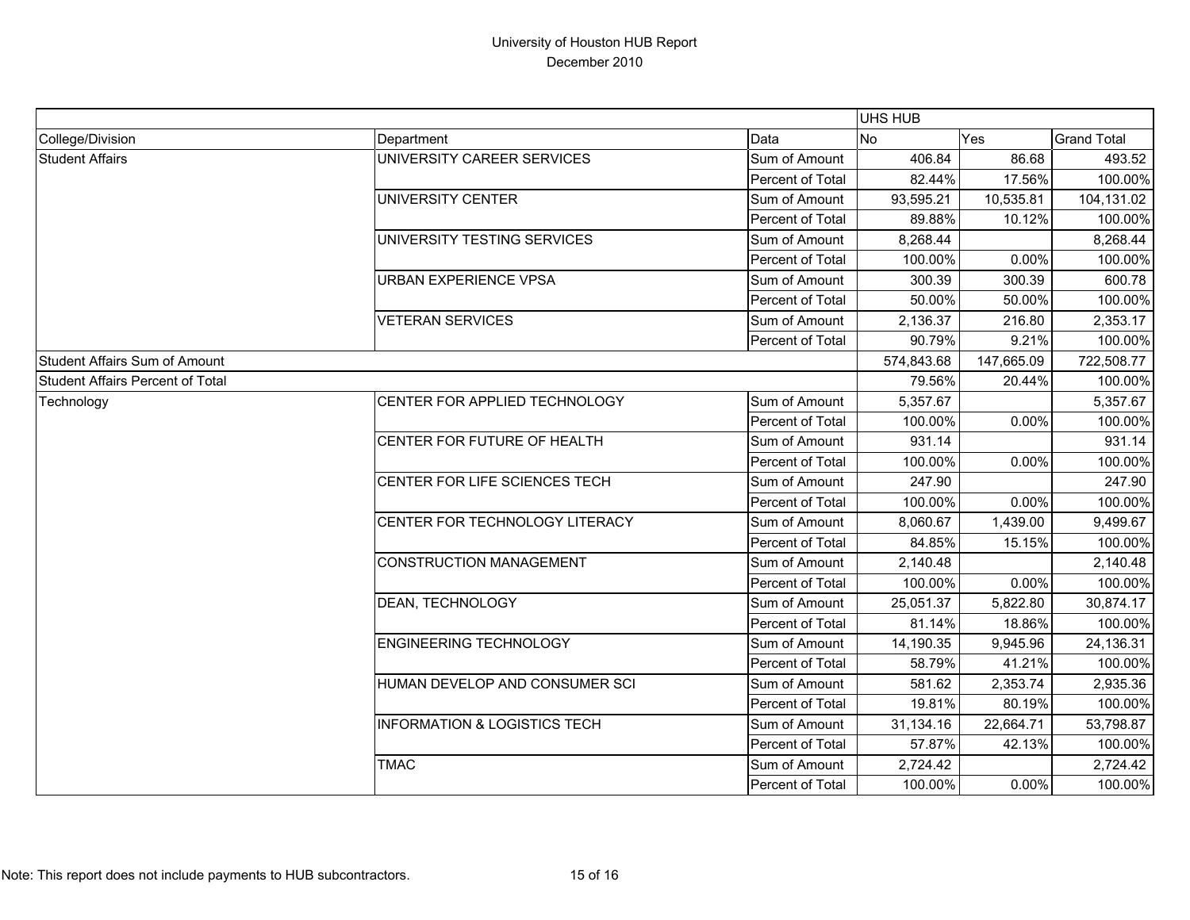# University of Houston HUB Report
December 2010

| | | | UHS HUB | | |
|---|---|---|---|---|---|
| College/Division | Department | Data | No | Yes | Grand Total |
| Student Affairs | UNIVERSITY CAREER SERVICES | Sum of Amount | 406.84 | 86.68 | 493.52 |
| | | Percent of Total | 82.44% | 17.56% | 100.00% |
| | UNIVERSITY CENTER | Sum of Amount | 93,595.21 | 10,535.81 | 104,131.02 |
| | | Percent of Total | 89.88% | 10.12% | 100.00% |
| | UNIVERSITY TESTING SERVICES | Sum of Amount | 8,268.44 | | 8,268.44 |
| | | Percent of Total | 100.00% | 0.00% | 100.00% |
| | URBAN EXPERIENCE VPSA | Sum of Amount | 300.39 | 300.39 | 600.78 |
| | | Percent of Total | 50.00% | 50.00% | 100.00% |
| | VETERAN SERVICES | Sum of Amount | 2,136.37 | 216.80 | 2,353.17 |
| | | Percent of Total | 90.79% | 9.21% | 100.00% |
| Student Affairs Sum of Amount | | | 574,843.68 | 147,665.09 | 722,508.77 |
| Student Affairs Percent of Total | | | 79.56% | 20.44% | 100.00% |
| Technology | CENTER FOR APPLIED TECHNOLOGY | Sum of Amount | 5,357.67 | | 5,357.67 |
| | | Percent of Total | 100.00% | 0.00% | 100.00% |
| | CENTER FOR FUTURE OF HEALTH | Sum of Amount | 931.14 | | 931.14 |
| | | Percent of Total | 100.00% | 0.00% | 100.00% |
| | CENTER FOR LIFE SCIENCES TECH | Sum of Amount | 247.90 | | 247.90 |
| | | Percent of Total | 100.00% | 0.00% | 100.00% |
| | CENTER FOR TECHNOLOGY LITERACY | Sum of Amount | 8,060.67 | 1,439.00 | 9,499.67 |
| | | Percent of Total | 84.85% | 15.15% | 100.00% |
| | CONSTRUCTION MANAGEMENT | Sum of Amount | 2,140.48 | | 2,140.48 |
| | | Percent of Total | 100.00% | 0.00% | 100.00% |
| | DEAN, TECHNOLOGY | Sum of Amount | 25,051.37 | 5,822.80 | 30,874.17 |
| | | Percent of Total | 81.14% | 18.86% | 100.00% |
| | ENGINEERING TECHNOLOGY | Sum of Amount | 14,190.35 | 9,945.96 | 24,136.31 |
| | | Percent of Total | 58.79% | 41.21% | 100.00% |
| | HUMAN DEVELOP AND CONSUMER SCI | Sum of Amount | 581.62 | 2,353.74 | 2,935.36 |
| | | Percent of Total | 19.81% | 80.19% | 100.00% |
| | INFORMATION & LOGISTICS TECH | Sum of Amount | 31,134.16 | 22,664.71 | 53,798.87 |
| | | Percent of Total | 57.87% | 42.13% | 100.00% |
| | TMAC | Sum of Amount | 2,724.42 | | 2,724.42 |
| | | Percent of Total | 100.00% | 0.00% | 100.00% |

Note: This report does not include payments to HUB subcontractors.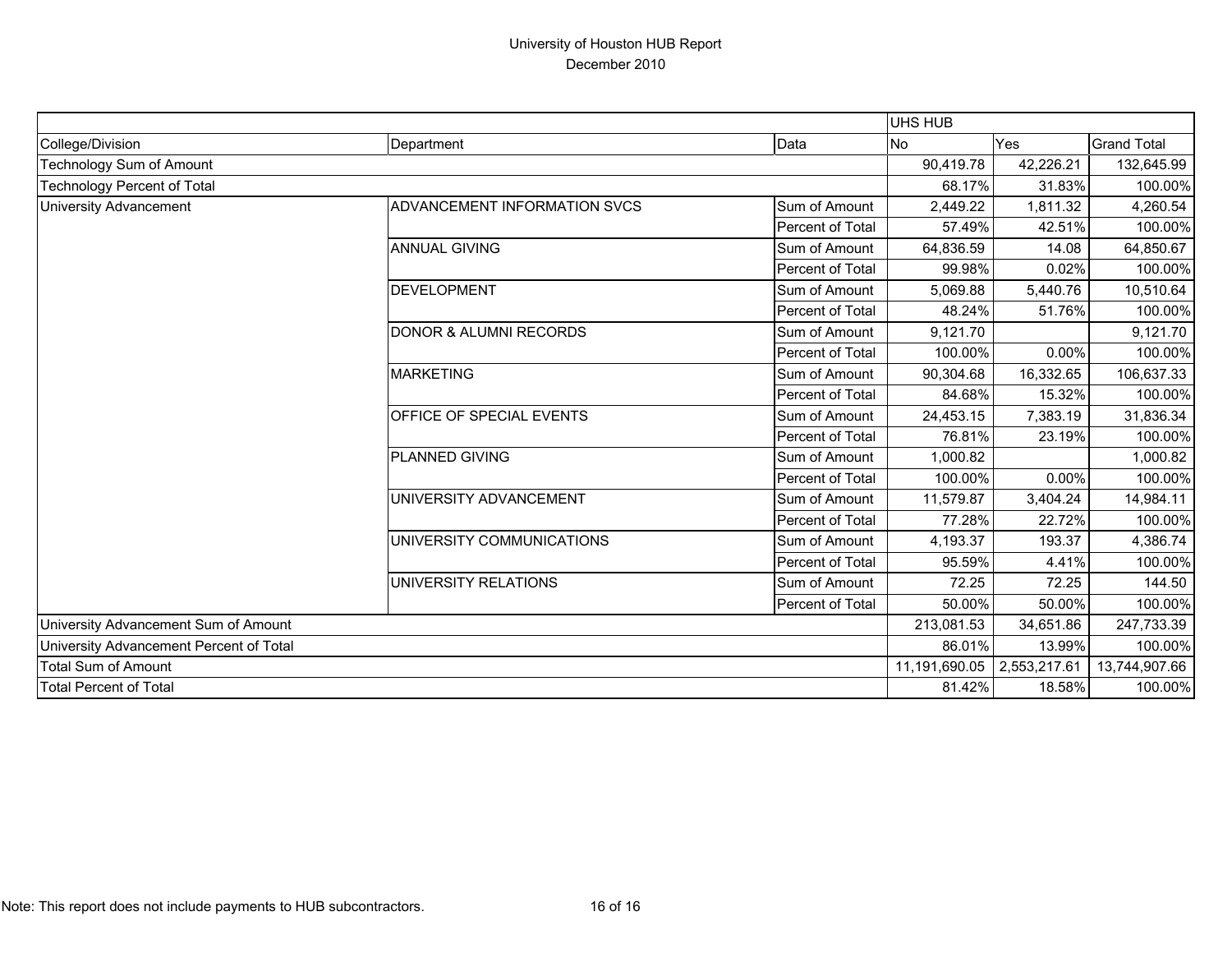# University of Houston HUB Report
December 2010

| | | | UHS HUB | | |
|---|---|---|---|---|---|
| College/Division | Department | Data | No | Yes | Grand Total |
| Technology Sum of Amount | | | 90,419.78 | 42,226.21 | 132,645.99 |
| Technology Percent of Total | | | 68.17% | 31.83% | 100.00% |
| University Advancement | ADVANCEMENT INFORMATION SVCS | Sum of Amount | 2,449.22 | 1,811.32 | 4,260.54 |
| | | Percent of Total | 57.49% | 42.51% | 100.00% |
| | ANNUAL GIVING | Sum of Amount | 64,836.59 | 14.08 | 64,850.67 |
| | | Percent of Total | 99.98% | 0.02% | 100.00% |
| | DEVELOPMENT | Sum of Amount | 5,069.88 | 5,440.76 | 10,510.64 |
| | | Percent of Total | 48.24% | 51.76% | 100.00% |
| | DONOR & ALUMNI RECORDS | Sum of Amount | 9,121.70 | | 9,121.70 |
| | | Percent of Total | 100.00% | 0.00% | 100.00% |
| | MARKETING | Sum of Amount | 90,304.68 | 16,332.65 | 106,637.33 |
| | | Percent of Total | 84.68% | 15.32% | 100.00% |
| | OFFICE OF SPECIAL EVENTS | Sum of Amount | 24,453.15 | 7,383.19 | 31,836.34 |
| | | Percent of Total | 76.81% | 23.19% | 100.00% |
| | PLANNED GIVING | Sum of Amount | 1,000.82 | | 1,000.82 |
| | | Percent of Total | 100.00% | 0.00% | 100.00% |
| | UNIVERSITY ADVANCEMENT | Sum of Amount | 11,579.87 | 3,404.24 | 14,984.11 |
| | | Percent of Total | 77.28% | 22.72% | 100.00% |
| | UNIVERSITY COMMUNICATIONS | Sum of Amount | 4,193.37 | 193.37 | 4,386.74 |
| | | Percent of Total | 95.59% | 4.41% | 100.00% |
| | UNIVERSITY RELATIONS | Sum of Amount | 72.25 | 72.25 | 144.50 |
| | | Percent of Total | 50.00% | 50.00% | 100.00% |
| University Advancement Sum of Amount | | | 213,081.53 | 34,651.86 | 247,733.39 |
| University Advancement Percent of Total | | | 86.01% | 13.99% | 100.00% |
| Total Sum of Amount | | | 11,191,690.05 | 2,553,217.61 | 13,744,907.66 |
| Total Percent of Total | | | 81.42% | 18.58% | 100.00% |

Note: This report does not include payments to HUB subcontractors.